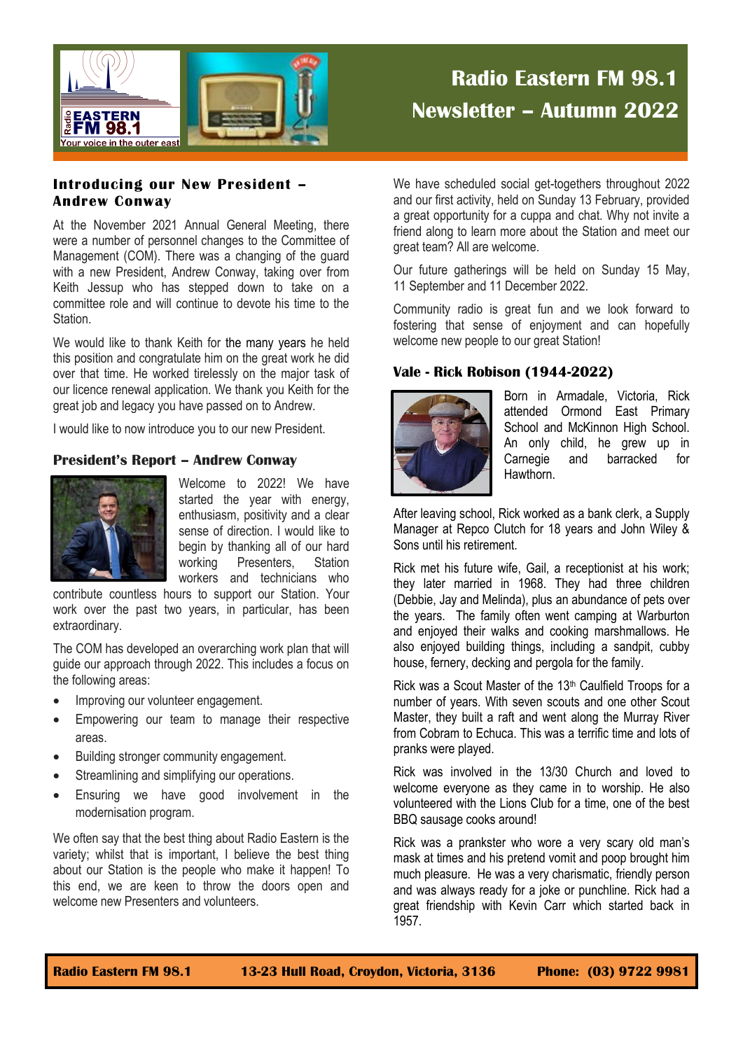# Radio Eastern FM 98.1 Newsletter – Autumn 2022

## Introducing our New President – Andrew Conway

At the November 2021 Annual General Meeting, there were a number of personnel changes to the Committee of Management (COM). There was a changing of the guard with a new President, Andrew Conway, taking over from Keith Jessup who has stepped down to take on a committee role and will continue to devote his time to the Station.

We would like to thank Keith for the many years he held this position and congratulate him on the great work he did over that time. He worked tirelessly on the major task of our licence renewal application. We thank you Keith for the great job and legacy you have passed on to Andrew.

I would like to now introduce you to our new President.

## President's Report – Andrew Conway

Welcome to 2022! We have started the year with energy, enthusiasm, positivity and a clear sense of direction. I would like to begin by thanking all of our hard working Presenters, Station workers and technicians who contribute countless hours to support our Station. Your work over the past two years, in particular, has been extraordinary.

The COM has developed an overarching work plan that will guide our approach through 2022. This includes a focus on the following areas:

- Improving our volunteer engagement.
- Empowering our team to manage their respective areas.
- Building stronger community engagement.
- Streamlining and simplifying our operations.
- Ensuring we have good involvement in the modernisation program.

We often say that the best thing about Radio Eastern is the variety; whilst that is important, I believe the best thing about our Station is the people who make it happen! To this end, we are keen to throw the doors open and welcome new Presenters and volunteers.

We have scheduled social get-togethers throughout 2022 and our first activity, held on Sunday 13 February, provided a great opportunity for a cuppa and chat. Why not invite a friend along to learn more about the Station and meet our great team? All are welcome.

Our future gatherings will be held on Sunday 15 May, 11 September and 11 December 2022.

Community radio is great fun and we look forward to fostering that sense of enjoyment and can hopefully welcome new people to our great Station!

## Vale - Rick Robison (1944-2022)

Born in Armadale, Victoria, Rick attended Ormond East Primary School and McKinnon High School. An only child, he grew up in Carnegie and barracked for Hawthorn.

After leaving school, Rick worked as a bank clerk, a Supply Manager at Repco Clutch for 18 years and John Wiley & Sons until his retirement.

Rick met his future wife, Gail, a receptionist at his work; they later married in 1968. They had three children (Debbie, Jay and Melinda), plus an abundance of pets over the years. The family often went camping at Warburton and enjoyed their walks and cooking marshmallows. He also enjoyed building things, including a sandpit, cubby house, fernery, decking and pergola for the family.

Rick was a Scout Master of the 13th Caulfield Troops for a number of years. With seven scouts and one other Scout Master, they built a raft and went along the Murray River from Cobram to Echuca. This was a terrific time and lots of pranks were played.

Rick was involved in the 13/30 Church and loved to welcome everyone as they came in to worship. He also volunteered with the Lions Club for a time, one of the best BBQ sausage cooks around!

Rick was a prankster who wore a very scary old man's mask at times and his pretend vomit and poop brought him much pleasure. He was a very charismatic, friendly person and was always ready for a joke or punchline. Rick had a great friendship with Kevin Carr which started back in 1957.

**Radio Eastern FM 98.1 | 13-23 Hull Road, Croydon, Victoria, 3136 | Phone: (03) 9722 9981**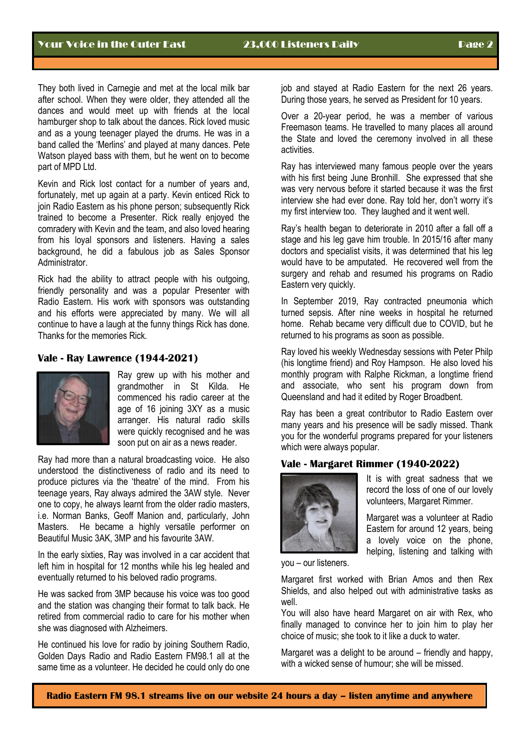They both lived in Carnegie and met at the local milk bar after school. When they were older, they attended all the dances and would meet up with friends at the local hamburger shop to talk about the dances. Rick loved music and as a young teenager played the drums. He was in a band called the 'Merlins' and played at many dances. Pete Watson played bass with them, but he went on to become part of MPD Ltd.

Kevin and Rick lost contact for a number of years and, fortunately, met up again at a party. Kevin enticed Rick to join Radio Eastern as his phone person; subsequently Rick trained to become a Presenter. Rick really enjoyed the comradery with Kevin and the team, and also loved hearing from his loyal sponsors and listeners. Having a sales background, he did a fabulous job as Sales Sponsor Administrator.

Rick had the ability to attract people with his outgoing, friendly personality and was a popular Presenter with Radio Eastern. His work with sponsors was outstanding and his efforts were appreciated by many. We will all continue to have a laugh at the funny things Rick has done. Thanks for the memories Rick.

### Vale - Ray Lawrence (1944-2021)

Ray grew up with his mother and grandmother in St Kilda. He commenced his radio career at the age of 16 joining 3XY as a music arranger. His natural radio skills were quickly recognised and he was soon put on air as a news reader.

Ray had more than a natural broadcasting voice. He also understood the distinctiveness of radio and its need to produce pictures via the 'theatre' of the mind. From his teenage years, Ray always admired the 3AW style. Never one to copy, he always learnt from the older radio masters, i.e. Norman Banks, Geoff Manion and, particularly, John Masters. He became a highly versatile performer on Beautiful Music 3AK, 3MP and his favourite 3AW.

In the early sixties, Ray was involved in a car accident that left him in hospital for 12 months while his leg healed and eventually returned to his beloved radio programs.

He was sacked from 3MP because his voice was too good and the station was changing their format to talk back. He retired from commercial radio to care for his mother when she was diagnosed with Alzheimers.

He continued his love for radio by joining Southern Radio, Golden Days Radio and Radio Eastern FM98.1 all at the same time as a volunteer. He decided he could only do one job and stayed at Radio Eastern for the next 26 years. During those years, he served as President for 10 years.

Over a 20-year period, he was a member of various Freemason teams. He travelled to many places all around the State and loved the ceremony involved in all these activities.

Ray has interviewed many famous people over the years with his first being June Bronhill. She expressed that she was very nervous before it started because it was the first interview she had ever done. Ray told her, don't worry it's my first interview too. They laughed and it went well.

Ray's health began to deteriorate in 2010 after a fall off a stage and his leg gave him trouble. In 2015/16 after many doctors and specialist visits, it was determined that his leg would have to be amputated. He recovered well from the surgery and rehab and resumed his programs on Radio Eastern very quickly.

In September 2019, Ray contracted pneumonia which turned sepsis. After nine weeks in hospital he returned home. Rehab became very difficult due to COVID, but he returned to his programs as soon as possible.

Ray loved his weekly Wednesday sessions with Peter Philp (his longtime friend) and Roy Hampson. He also loved his monthly program with Ralphe Rickman, a longtime friend and associate, who sent his program down from Queensland and had it edited by Roger Broadbent.

Ray has been a great contributor to Radio Eastern over many years and his presence will be sadly missed. Thank you for the wonderful programs prepared for your listeners which were always popular.

### Vale - Margaret Rimmer (1940-2022)

It is with great sadness that we record the loss of one of our lovely volunteers, Margaret Rimmer.

Margaret was a volunteer at Radio Eastern for around 12 years, being a lovely voice on the phone, helping, listening and talking with you – our listeners.

Margaret first worked with Brian Amos and then Rex Shields, and also helped out with administrative tasks as well.

You will also have heard Margaret on air with Rex, who finally managed to convince her to join him to play her choice of music; she took to it like a duck to water.

Margaret was a delight to be around – friendly and happy, with a wicked sense of humour; she will be missed.

**Radio Eastern FM 98.1 streams live on our website 24 hours a day – listen anytime and anywhere**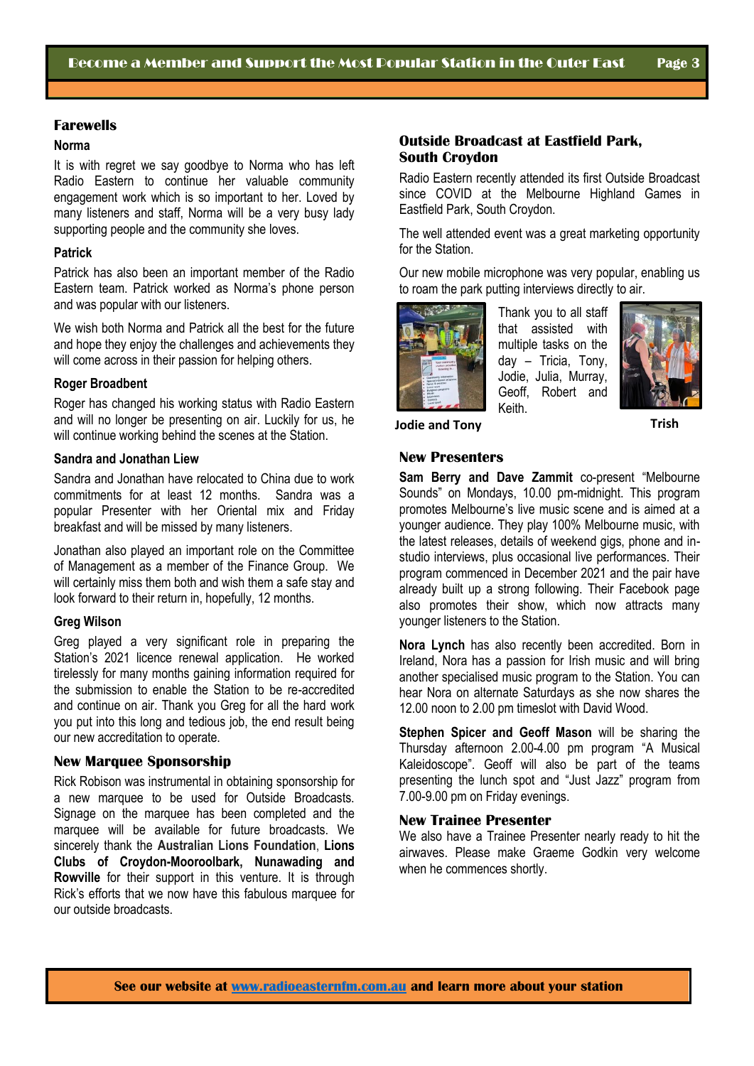## Farewells

### Norma

It is with regret we say goodbye to Norma who has left Radio Eastern to continue her valuable community engagement work which is so important to her. Loved by many listeners and staff, Norma will be a very busy lady supporting people and the community she loves.

### Patrick

Patrick has also been an important member of the Radio Eastern team. Patrick worked as Norma's phone person and was popular with our listeners.

We wish both Norma and Patrick all the best for the future and hope they enjoy the challenges and achievements they will come across in their passion for helping others.

### Roger Broadbent

Roger has changed his working status with Radio Eastern and will no longer be presenting on air. Luckily for us, he will continue working behind the scenes at the Station.

### Sandra and Jonathan Liew

Sandra and Jonathan have relocated to China due to work commitments for at least 12 months. Sandra was a popular Presenter with her Oriental mix and Friday breakfast and will be missed by many listeners.

Jonathan also played an important role on the Committee of Management as a member of the Finance Group. We will certainly miss them both and wish them a safe stay and look forward to their return in, hopefully, 12 months.

### Greg Wilson

Greg played a very significant role in preparing the Station's 2021 licence renewal application. He worked tirelessly for many months gaining information required for the submission to enable the Station to be re-accredited and continue on air. Thank you Greg for all the hard work you put into this long and tedious job, the end result being our new accreditation to operate.

## New Marquee Sponsorship

Rick Robison was instrumental in obtaining sponsorship for a new marquee to be used for Outside Broadcasts. Signage on the marquee has been completed and the marquee will be available for future broadcasts. We sincerely thank the **Australian Lions Foundation**, **Lions Clubs of Croydon-Mooroolbark, Nunawading and Rowville** for their support in this venture. It is through Rick's efforts that we now have this fabulous marquee for our outside broadcasts.

## Outside Broadcast at Eastfield Park, South Croydon

Radio Eastern recently attended its first Outside Broadcast since COVID at the Melbourne Highland Games in Eastfield Park, South Croydon.

The well attended event was a great marketing opportunity for the Station.

Our new mobile microphone was very popular, enabling us to roam the park putting interviews directly to air.

Thank you to all staff that assisted with multiple tasks on the day – Tricia, Tony, Jodie, Julia, Murray, Geoff, Robert and Keith.

Jodie and Tony

Trish

## New Presenters

**Sam Berry and Dave Zammit** co-present "Melbourne Sounds" on Mondays, 10.00 pm-midnight. This program promotes Melbourne's live music scene and is aimed at a younger audience. They play 100% Melbourne music, with the latest releases, details of weekend gigs, phone and in-studio interviews, plus occasional live performances. Their program commenced in December 2021 and the pair have already built up a strong following. Their Facebook page also promotes their show, which now attracts many younger listeners to the Station.

**Nora Lynch** has also recently been accredited. Born in Ireland, Nora has a passion for Irish music and will bring another specialised music program to the Station. You can hear Nora on alternate Saturdays as she now shares the 12.00 noon to 2.00 pm timeslot with David Wood.

**Stephen Spicer and Geoff Mason** will be sharing the Thursday afternoon 2.00-4.00 pm program "A Musical Kaleidoscope". Geoff will also be part of the teams presenting the lunch spot and "Just Jazz" program from 7.00-9.00 pm on Friday evenings.

## New Trainee Presenter

We also have a Trainee Presenter nearly ready to hit the airwaves. Please make Graeme Godkin very welcome when he commences shortly.

**See our website at [www.radioeasternfm.com.au](http://www.radioeasternfm.com.au) and learn more about your station**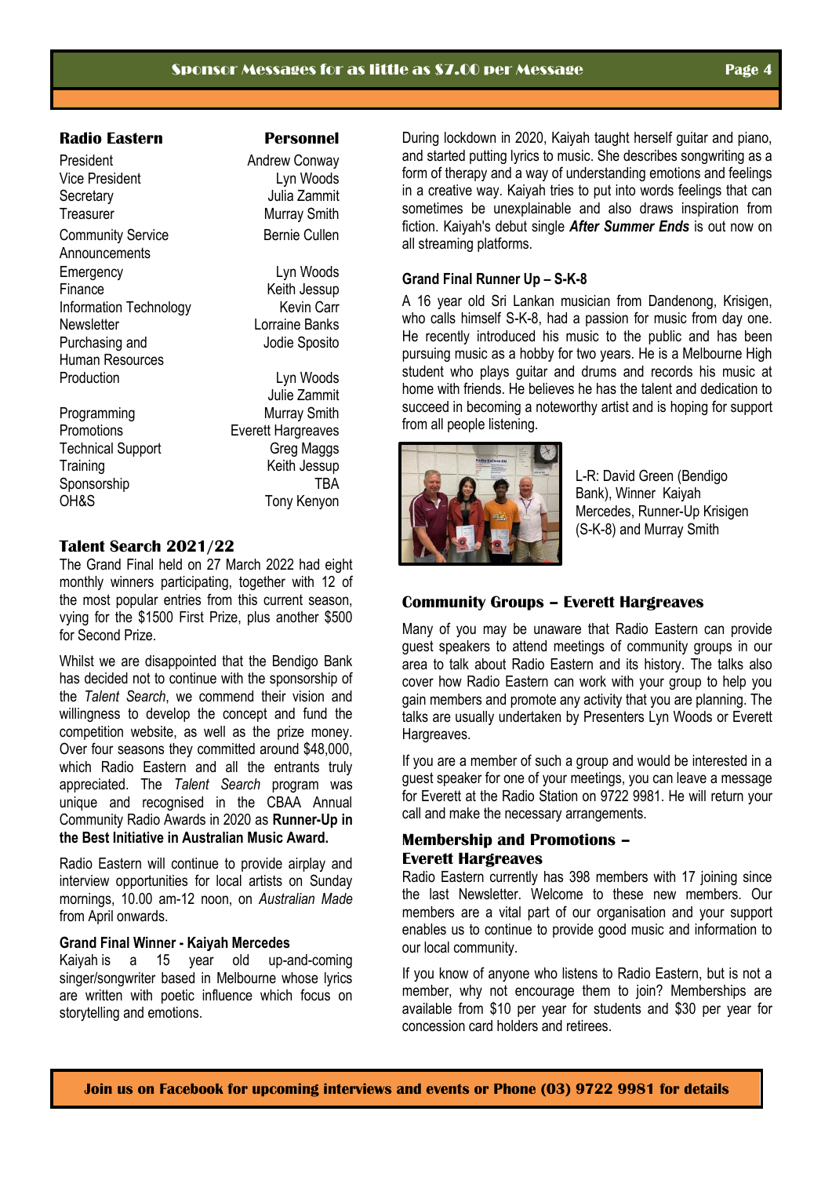## Radio Eastern Personnel

| | |
|---|---|
| President | Andrew Conway |
| Vice President | Lyn Woods |
| Secretary | Julia Zammit |
| Treasurer | Murray Smith |
| Community Service Announcements | Bernie Cullen |
| Emergency | Lyn Woods |
| Finance | Keith Jessup |
| Information Technology | Kevin Carr |
| Newsletter | Lorraine Banks |
| Purchasing and Human Resources | Jodie Sposito |
| Production | Lyn Woods<br>Julie Zammit |
| Programming | Murray Smith |
| Promotions | Everett Hargreaves |
| Technical Support | Greg Maggs |
| Training | Keith Jessup |
| Sponsorship | TBA |
| OH&S | Tony Kenyon |

## Talent Search 2021/22

The Grand Final held on 27 March 2022 had eight monthly winners participating, together with 12 of the most popular entries from this current season, vying for the $1500 First Prize, plus another $500 for Second Prize.

Whilst we are disappointed that the Bendigo Bank has decided not to continue with the sponsorship of the *Talent Search*, we commend their vision and willingness to develop the concept and fund the competition website, as well as the prize money. Over four seasons they committed around $48,000, which Radio Eastern and all the entrants truly appreciated. The *Talent Search* program was unique and recognised in the CBAA Annual Community Radio Awards in 2020 as **Runner-Up in the Best Initiative in Australian Music Award.**

Radio Eastern will continue to provide airplay and interview opportunities for local artists on Sunday mornings, 10.00 am-12 noon, on *Australian Made* from April onwards.

### Grand Final Winner - Kaiyah Mercedes

Kaiyah is a 15 year old up-and-coming singer/songwriter based in Melbourne whose lyrics are written with poetic influence which focus on storytelling and emotions.

During lockdown in 2020, Kaiyah taught herself guitar and piano, and started putting lyrics to music. She describes songwriting as a form of therapy and a way of understanding emotions and feelings in a creative way. Kaiyah tries to put into words feelings that can sometimes be unexplainable and also draws inspiration from fiction. Kaiyah's debut single ***After Summer Ends*** is out now on all streaming platforms.

### Grand Final Runner Up – S-K-8

A 16 year old Sri Lankan musician from Dandenong, Krisigen, who calls himself S-K-8, had a passion for music from day one. He recently introduced his music to the public and has been pursuing music as a hobby for two years. He is a Melbourne High student who plays guitar and drums and records his music at home with friends. He believes he has the talent and dedication to succeed in becoming a noteworthy artist and is hoping for support from all people listening.

L-R: David Green (Bendigo Bank), Winner Kaiyah Mercedes, Runner-Up Krisigen (S-K-8) and Murray Smith

## Community Groups – Everett Hargreaves

Many of you may be unaware that Radio Eastern can provide guest speakers to attend meetings of community groups in our area to talk about Radio Eastern and its history. The talks also cover how Radio Eastern can work with your group to help you gain members and promote any activity that you are planning. The talks are usually undertaken by Presenters Lyn Woods or Everett Hargreaves.

If you are a member of such a group and would be interested in a guest speaker for one of your meetings, you can leave a message for Everett at the Radio Station on 9722 9981. He will return your call and make the necessary arrangements.

## Membership and Promotions – Everett Hargreaves

Radio Eastern currently has 398 members with 17 joining since the last Newsletter. Welcome to these new members. Our members are a vital part of our organisation and your support enables us to continue to provide good music and information to our local community.

If you know of anyone who listens to Radio Eastern, but is not a member, why not encourage them to join? Memberships are available from $10 per year for students and $30 per year for concession card holders and retirees.

**Join us on Facebook for upcoming interviews and events or Phone (03) 9722 9981 for details**